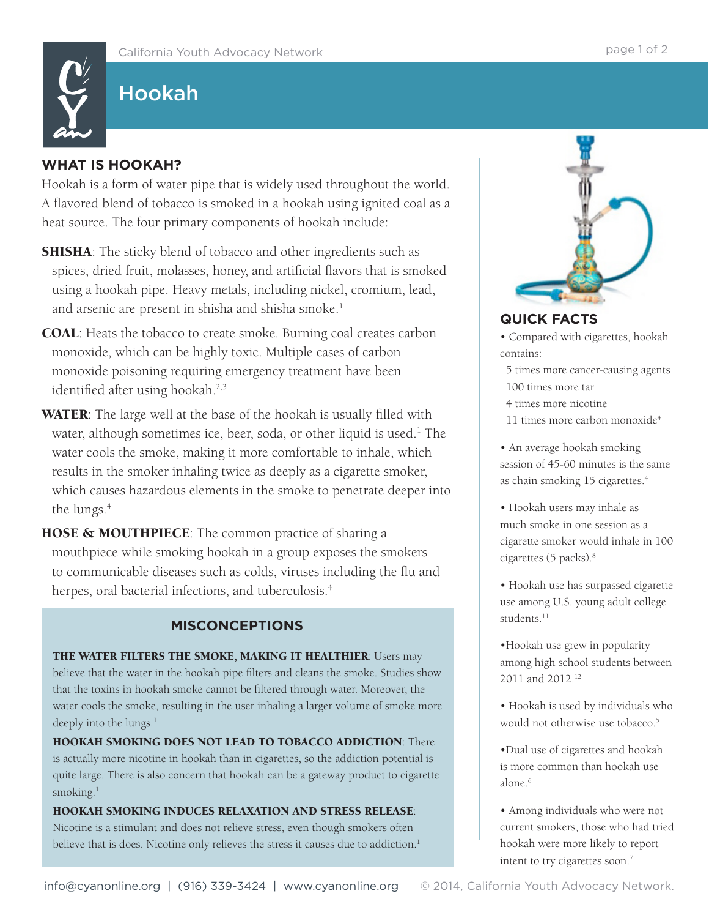# Hookah

## WHAT IS HOOKAH?

Hookah is a form of water pipe that is widely used throughout the world. A flavored blend of tobacco is smoked in a hookah using ignited coal as a heat source. The four primary components of hookah include:

**SHISHA**: The sticky blend of tobacco and other ingredients such as spices, dried fruit, molasses, honey, and artificial flavors that is smoked using a hookah pipe. Heavy metals, including nickel, cromium, lead, and arsenic are present in shisha and shisha smoke.[1]

**COAL**: Heats the tobacco to create smoke. Burning coal creates carbon monoxide, which can be highly toxic. Multiple cases of carbon monoxide poisoning requiring emergency treatment have been identified after using hookah.[2,3]

**WATER**: The large well at the base of the hookah is usually filled with water, although sometimes ice, beer, soda, or other liquid is used.[1] The water cools the smoke, making it more comfortable to inhale, which results in the smoker inhaling twice as deeply as a cigarette smoker, which causes hazardous elements in the smoke to penetrate deeper into the lungs.[4]

**HOSE & MOUTHPIECE**: The common practice of sharing a mouthpiece while smoking hookah in a group exposes the smokers to communicable diseases such as colds, viruses including the flu and herpes, oral bacterial infections, and tuberculosis.[4]

## MISCONCEPTIONS

**THE WATER FILTERS THE SMOKE, MAKING IT HEALTHIER**: Users may believe that the water in the hookah pipe filters and cleans the smoke. Studies show that the toxins in hookah smoke cannot be filtered through water. Moreover, the water cools the smoke, resulting in the user inhaling a larger volume of smoke more deeply into the lungs.[1]

**HOOKAH SMOKING DOES NOT LEAD TO TOBACCO ADDICTION**: There is actually more nicotine in hookah than in cigarettes, so the addiction potential is quite large. There is also concern that hookah can be a gateway product to cigarette smoking.[1]

**HOOKAH SMOKING INDUCES RELAXATION AND STRESS RELEASE**: Nicotine is a stimulant and does not relieve stress, even though smokers often believe that is does. Nicotine only relieves the stress it causes due to addiction.[1]

## QUICK FACTS

- Compared with cigarettes, hookah contains:
  - 5 times more cancer-causing agents
  - 100 times more tar
  - 4 times more nicotine
  - 11 times more carbon monoxide[4]
- An average hookah smoking session of 45-60 minutes is the same as chain smoking 15 cigarettes.[4]
- Hookah users may inhale as much smoke in one session as a cigarette smoker would inhale in 100 cigarettes (5 packs).[8]
- Hookah use has surpassed cigarette use among U.S. young adult college students.[11]
- Hookah use grew in popularity among high school students between 2011 and 2012.[12]
- Hookah is used by individuals who would not otherwise use tobacco.[5]
- Dual use of cigarettes and hookah is more common than hookah use alone.[6]
- Among individuals who were not current smokers, those who had tried hookah were more likely to report intent to try cigarettes soon.[7]

info@cyanonline.org | (916) 339-3424 | www.cyanonline.org © 2014, California Youth Advocacy Network.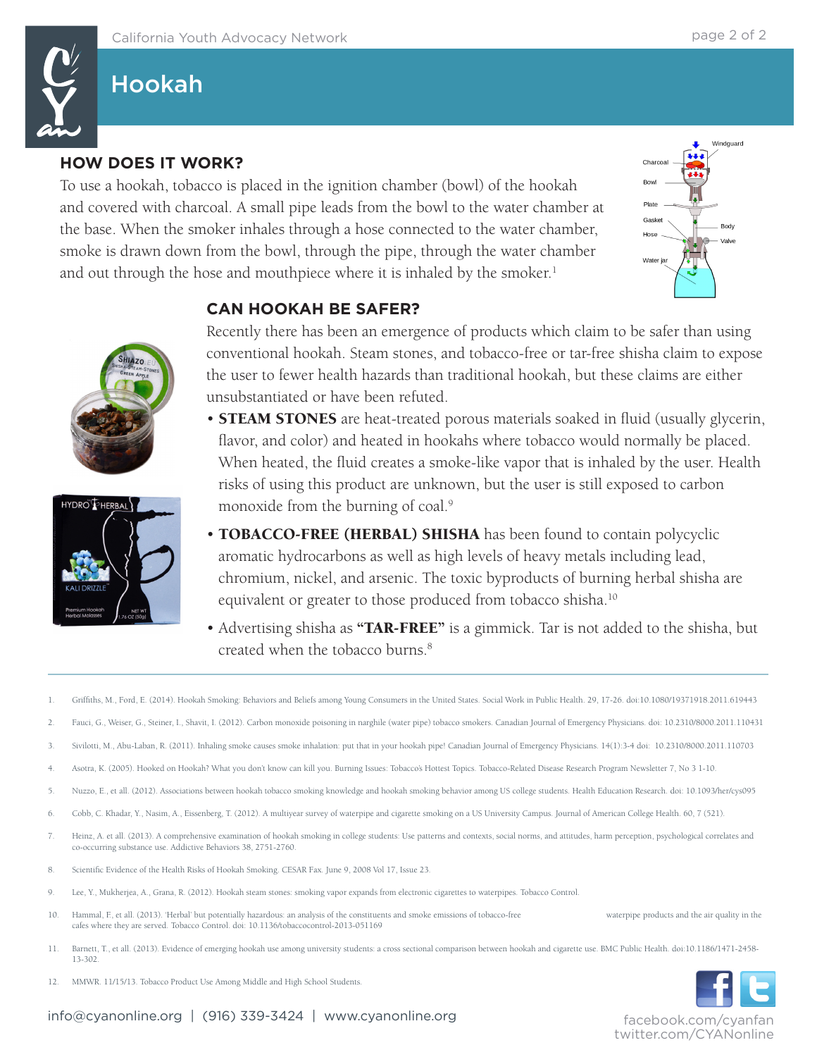# Hookah

## HOW DOES IT WORK?

To use a hookah, tobacco is placed in the ignition chamber (bowl) of the hookah and covered with charcoal. A small pipe leads from the bowl to the water chamber at the base. When the smoker inhales through a hose connected to the water chamber, smoke is drawn down from the bowl, through the pipe, through the water chamber and out through the hose and mouthpiece where it is inhaled by the smoker.[1]

Windguard
Charcoal
Bowl
Plate
Gasket
Body
Hose
Valve
Water jar

## CAN HOOKAH BE SAFER?

Recently there has been an emergence of products which claim to be safer than using conventional hookah. Steam stones, and tobacco-free or tar-free shisha claim to expose the user to fewer health hazards than traditional hookah, but these claims are either unsubstantiated or have been refuted.

- **STEAM STONES** are heat-treated porous materials soaked in fluid (usually glycerin, flavor, and color) and heated in hookahs where tobacco would normally be placed. When heated, the fluid creates a smoke-like vapor that is inhaled by the user. Health risks of using this product are unknown, but the user is still exposed to carbon monoxide from the burning of coal.[9]
- **TOBACCO-FREE (HERBAL) SHISHA** has been found to contain polycyclic aromatic hydrocarbons as well as high levels of heavy metals including lead, chromium, nickel, and arsenic. The toxic byproducts of burning herbal shisha are equivalent or greater to those produced from tobacco shisha.[10]
- Advertising shisha as **"TAR-FREE"** is a gimmick. Tar is not added to the shisha, but created when the tobacco burns.[8]

---

1. Griffiths, M., Ford, E. (2014). Hookah Smoking: Behaviors and Beliefs among Young Consumers in the United States. Social Work in Public Health. 29, 17-26. doi:10.1080/19371918.2011.619443
2. Fauci, G., Weiser, G., Steiner, I., Shavit, I. (2012). Carbon monoxide poisoning in narghile (water pipe) tobacco smokers. Canadian Journal of Emergency Physicians. doi: 10.2310/8000.2011.110431
3. Sivilotti, M., Abu-Laban, R. (2011). Inhaling smoke causes smoke inhalation: put that in your hookah pipe! Canadian Journal of Emergency Physicians. 14(1):3-4 doi: 10.2310/8000.2011.110703
4. Asotra, K. (2005). Hooked on Hookah? What you don't know can kill you. Burning Issues: Tobacco's Hottest Topics. Tobacco-Related Disease Research Program Newsletter 7, No 3 1-10.
5. Nuzzo, E., et all. (2012). Associations between hookah tobacco smoking knowledge and hookah smoking behavior among US college students. Health Education Research. doi: 10.1093/her/cys095
6. Cobb, C. Khadar, Y., Nasim, A., Eissenberg, T. (2012). A multiyear survey of waterpipe and cigarette smoking on a US University Campus. Journal of American College Health. 60, 7 (521).
7. Heinz, A. et all. (2013). A comprehensive examination of hookah smoking in college students: Use patterns and contexts, social norms, and attitudes, harm perception, psychological correlates and co-occurring substance use. Addictive Behaviors 38, 2751-2760.
8. Scientific Evidence of the Health Risks of Hookah Smoking. CESAR Fax. June 9, 2008 Vol 17, Issue 23.
9. Lee, Y., Mukherjea, A., Grana, R. (2012). Hookah steam stones: smoking vapor expands from electronic cigarettes to waterpipes. Tobacco Control.
10. Hammal, F., et all. (2013). 'Herbal' but potentially hazardous: an analysis of the constituents and smoke emissions of tobacco-free waterpipe products and the air quality in the cafes where they are served. Tobacco Control. doi: 10.1136/tobaccocontrol-2013-051169
11. Barnett, T., et all. (2013). Evidence of emerging hookah use among university students: a cross sectional comparison between hookah and cigarette use. BMC Public Health. doi:10.1186/1471-2458-13-302.
12. MMWR. 11/15/13. Tobacco Product Use Among Middle and High School Students.

info@cyanonline.org | (916) 339-3424 | www.cyanonline.org

facebook.com/cyanfan
twitter.com/CYANonline